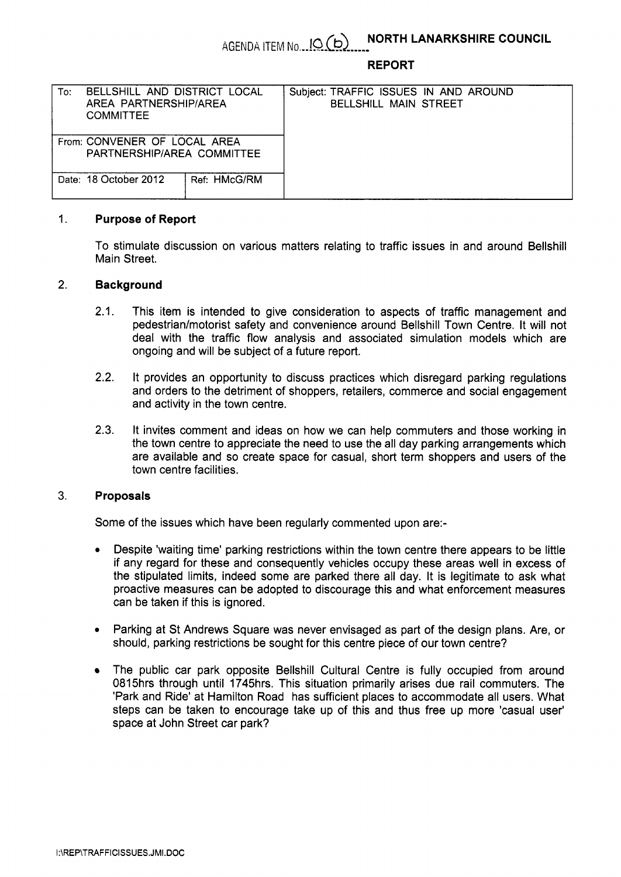AGENDA ITEM No. 10 (b) **NORTH LANARKSHIRE COUNCIL**

**REPORT**

| To: BELLSHILL AND DISTRICT LOCAL AREA PARTNERSHIP/AREA COMMITTEE | | Subject: TRAFFIC ISSUES IN AND AROUND BELLSHILL MAIN STREET |
|---|---|---|
| From: CONVENER OF LOCAL AREA PARTNERSHIP/AREA COMMITTEE | | |
| Date: 18 October 2012 | Ref: HMcG/RM | |

## 1. Purpose of Report

To stimulate discussion on various matters relating to traffic issues in and around Bellshill Main Street.

## 2. Background

2.1. This item is intended to give consideration to aspects of traffic management and pedestrian/motorist safety and convenience around Bellshill Town Centre. It will not deal with the traffic flow analysis and associated simulation models which are ongoing and will be subject of a future report.

2.2. It provides an opportunity to discuss practices which disregard parking regulations and orders to the detriment of shoppers, retailers, commerce and social engagement and activity in the town centre.

2.3. It invites comment and ideas on how we can help commuters and those working in the town centre to appreciate the need to use the all day parking arrangements which are available and so create space for casual, short term shoppers and users of the town centre facilities.

## 3. Proposals

Some of the issues which have been regularly commented upon are:-

- Despite 'waiting time' parking restrictions within the town centre there appears to be little if any regard for these and consequently vehicles occupy these areas well in excess of the stipulated limits, indeed some are parked there all day. It is legitimate to ask what proactive measures can be adopted to discourage this and what enforcement measures can be taken if this is ignored.

- Parking at St Andrews Square was never envisaged as part of the design plans. Are, or should, parking restrictions be sought for this centre piece of our town centre?

- The public car park opposite Bellshill Cultural Centre is fully occupied from around 0815hrs through until 1745hrs. This situation primarily arises due rail commuters. The 'Park and Ride' at Hamilton Road has sufficient places to accommodate all users. What steps can be taken to encourage take up of this and thus free up more 'casual user' space at John Street car park?

I:\REP\TRAFFICISSUES.JMI.DOC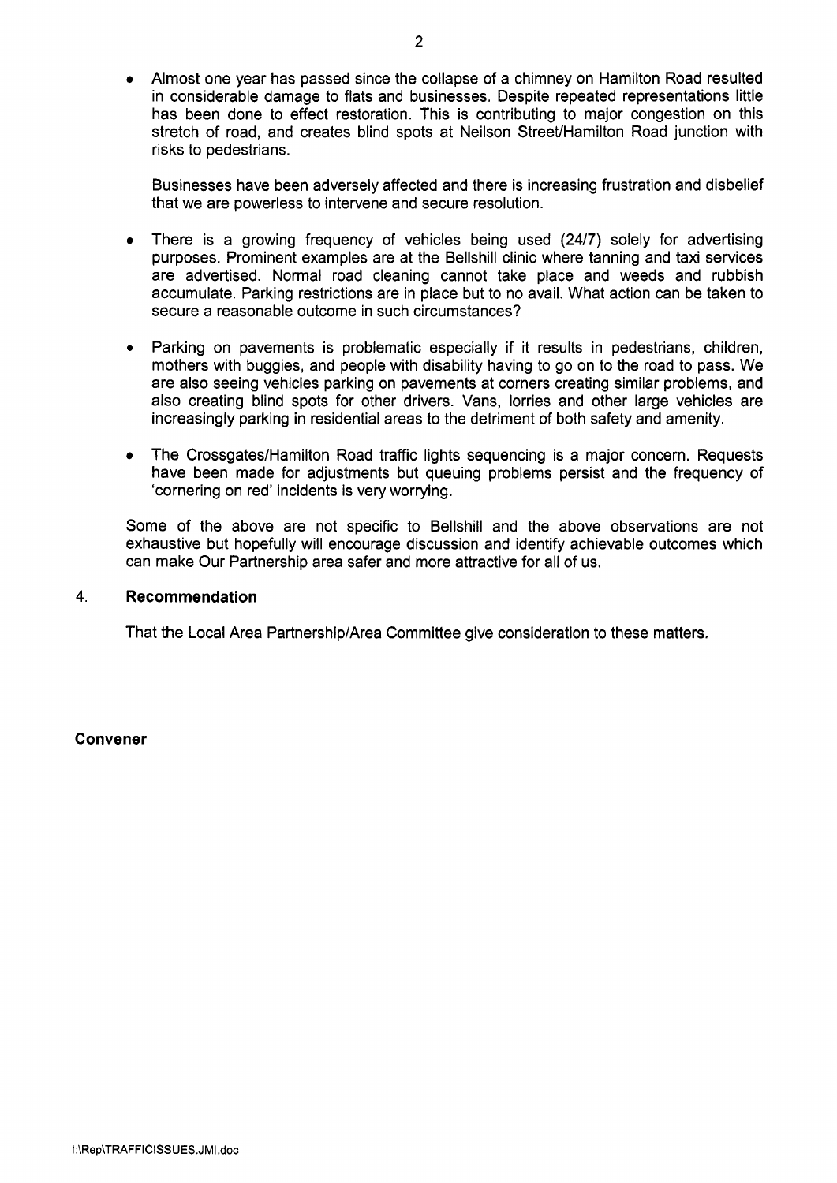- Almost one year has passed since the collapse of a chimney on Hamilton Road resulted in considerable damage to flats and businesses. Despite repeated representations little has been done to effect restoration. This is contributing to major congestion on this stretch of road, and creates blind spots at Neilson Street/Hamilton Road junction with risks to pedestrians.

  Businesses have been adversely affected and there is increasing frustration and disbelief that we are powerless to intervene and secure resolution.

- There is a growing frequency of vehicles being used (24/7) solely for advertising purposes. Prominent examples are at the Bellshill clinic where tanning and taxi services are advertised. Normal road cleaning cannot take place and weeds and rubbish accumulate. Parking restrictions are in place but to no avail. What action can be taken to secure a reasonable outcome in such circumstances?

- Parking on pavements is problematic especially if it results in pedestrians, children, mothers with buggies, and people with disability having to go on to the road to pass. We are also seeing vehicles parking on pavements at corners creating similar problems, and also creating blind spots for other drivers. Vans, lorries and other large vehicles are increasingly parking in residential areas to the detriment of both safety and amenity.

- The Crossgates/Hamilton Road traffic lights sequencing is a major concern. Requests have been made for adjustments but queuing problems persist and the frequency of 'cornering on red' incidents is very worrying.

Some of the above are not specific to Bellshill and the above observations are not exhaustive but hopefully will encourage discussion and identify achievable outcomes which can make Our Partnership area safer and more attractive for all of us.

## 4. Recommendation

That the Local Area Partnership/Area Committee give consideration to these matters.

**Convener**

I:\Rep\TRAFFICISSUES.JMI.doc